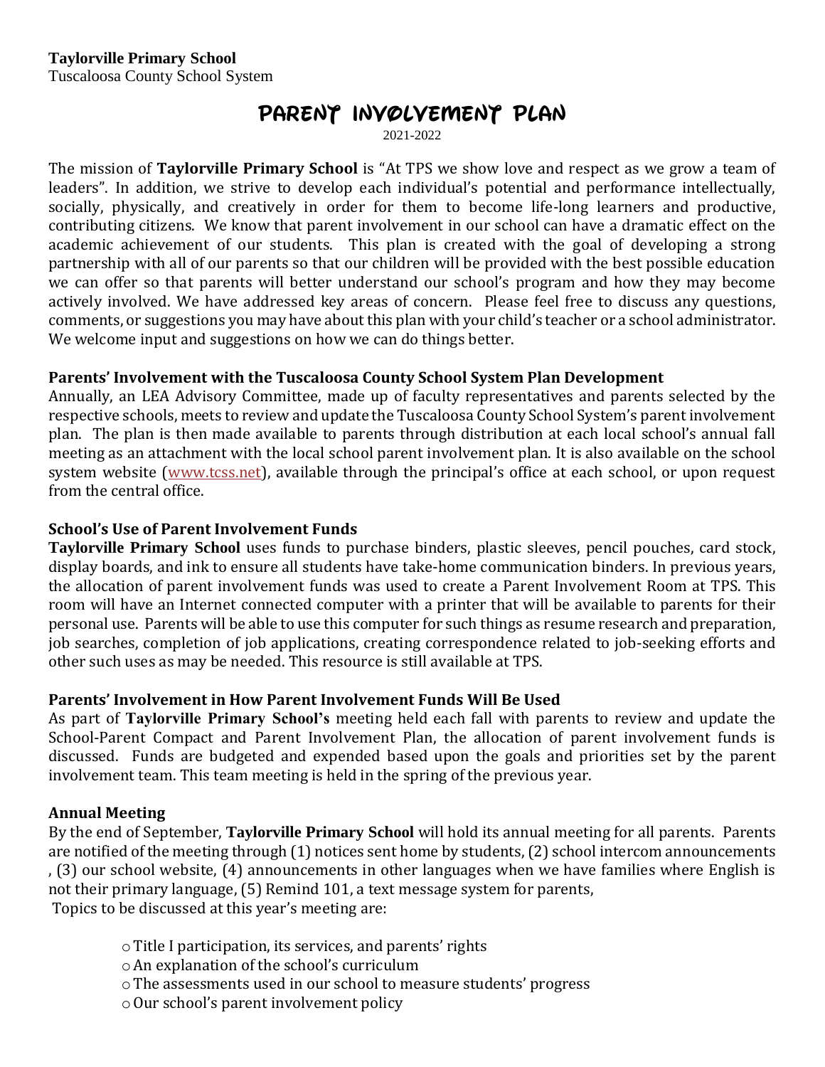**Taylorville Primary School**
Tuscaloosa County School System

# PARENT INVOLVEMENT PLAN

2021-2022

The mission of **Taylorville Primary School** is "At TPS we show love and respect as we grow a team of leaders". In addition, we strive to develop each individual's potential and performance intellectually, socially, physically, and creatively in order for them to become life-long learners and productive, contributing citizens. We know that parent involvement in our school can have a dramatic effect on the academic achievement of our students. This plan is created with the goal of developing a strong partnership with all of our parents so that our children will be provided with the best possible education we can offer so that parents will better understand our school's program and how they may become actively involved. We have addressed key areas of concern. Please feel free to discuss any questions, comments, or suggestions you may have about this plan with your child's teacher or a school administrator. We welcome input and suggestions on how we can do things better.

### Parents' Involvement with the Tuscaloosa County School System Plan Development

Annually, an LEA Advisory Committee, made up of faculty representatives and parents selected by the respective schools, meets to review and update the Tuscaloosa County School System's parent involvement plan. The plan is then made available to parents through distribution at each local school's annual fall meeting as an attachment with the local school parent involvement plan. It is also available on the school system website (www.tcss.net), available through the principal's office at each school, or upon request from the central office.

### School's Use of Parent Involvement Funds

**Taylorville Primary School** uses funds to purchase binders, plastic sleeves, pencil pouches, card stock, display boards, and ink to ensure all students have take-home communication binders. In previous years, the allocation of parent involvement funds was used to create a Parent Involvement Room at TPS. This room will have an Internet connected computer with a printer that will be available to parents for their personal use. Parents will be able to use this computer for such things as resume research and preparation, job searches, completion of job applications, creating correspondence related to job-seeking efforts and other such uses as may be needed. This resource is still available at TPS.

### Parents' Involvement in How Parent Involvement Funds Will Be Used

As part of **Taylorville Primary School's** meeting held each fall with parents to review and update the School-Parent Compact and Parent Involvement Plan, the allocation of parent involvement funds is discussed. Funds are budgeted and expended based upon the goals and priorities set by the parent involvement team. This team meeting is held in the spring of the previous year.

### Annual Meeting

By the end of September, **Taylorville Primary School** will hold its annual meeting for all parents. Parents are notified of the meeting through (1) notices sent home by students, (2) school intercom announcements , (3) our school website, (4) announcements in other languages when we have families where English is not their primary language, (5) Remind 101, a text message system for parents,
Topics to be discussed at this year's meeting are:

- Title I participation, its services, and parents' rights
- An explanation of the school's curriculum
- The assessments used in our school to measure students' progress
- Our school's parent involvement policy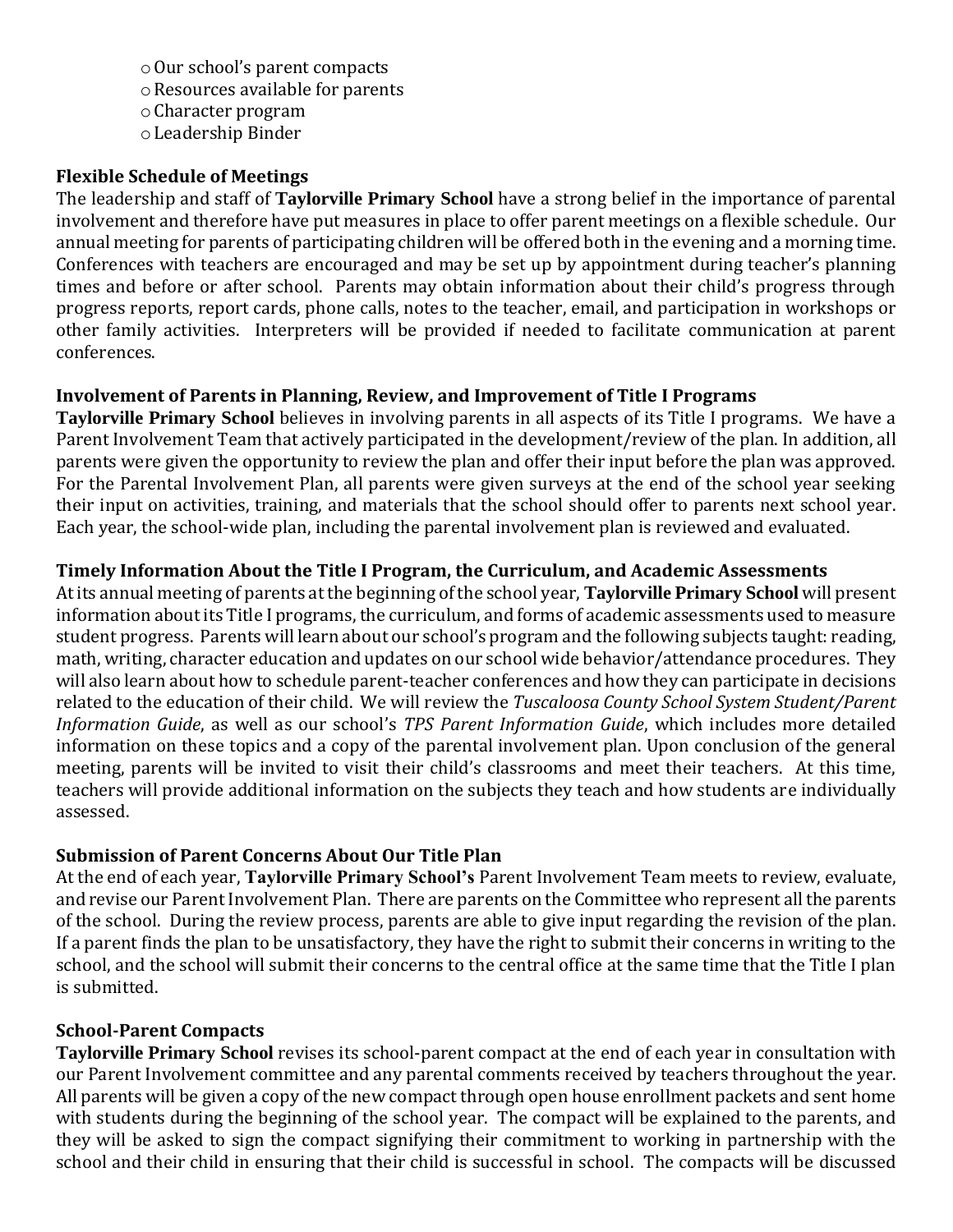- Our school's parent compacts
- Resources available for parents
- Character program
- Leadership Binder

**Flexible Schedule of Meetings**

The leadership and staff of **Taylorville Primary School** have a strong belief in the importance of parental involvement and therefore have put measures in place to offer parent meetings on a flexible schedule. Our annual meeting for parents of participating children will be offered both in the evening and a morning time. Conferences with teachers are encouraged and may be set up by appointment during teacher's planning times and before or after school. Parents may obtain information about their child's progress through progress reports, report cards, phone calls, notes to the teacher, email, and participation in workshops or other family activities. Interpreters will be provided if needed to facilitate communication at parent conferences.

**Involvement of Parents in Planning, Review, and Improvement of Title I Programs**

**Taylorville Primary School** believes in involving parents in all aspects of its Title I programs. We have a Parent Involvement Team that actively participated in the development/review of the plan. In addition, all parents were given the opportunity to review the plan and offer their input before the plan was approved. For the Parental Involvement Plan, all parents were given surveys at the end of the school year seeking their input on activities, training, and materials that the school should offer to parents next school year. Each year, the school-wide plan, including the parental involvement plan is reviewed and evaluated.

**Timely Information About the Title I Program, the Curriculum, and Academic Assessments**

At its annual meeting of parents at the beginning of the school year, **Taylorville Primary School** will present information about its Title I programs, the curriculum, and forms of academic assessments used to measure student progress. Parents will learn about our school's program and the following subjects taught: reading, math, writing, character education and updates on our school wide behavior/attendance procedures. They will also learn about how to schedule parent-teacher conferences and how they can participate in decisions related to the education of their child. We will review the *Tuscaloosa County School System Student/Parent Information Guide*, as well as our school's *TPS Parent Information Guide*, which includes more detailed information on these topics and a copy of the parental involvement plan. Upon conclusion of the general meeting, parents will be invited to visit their child's classrooms and meet their teachers. At this time, teachers will provide additional information on the subjects they teach and how students are individually assessed.

**Submission of Parent Concerns About Our Title Plan**

At the end of each year, **Taylorville Primary School's** Parent Involvement Team meets to review, evaluate, and revise our Parent Involvement Plan. There are parents on the Committee who represent all the parents of the school. During the review process, parents are able to give input regarding the revision of the plan. If a parent finds the plan to be unsatisfactory, they have the right to submit their concerns in writing to the school, and the school will submit their concerns to the central office at the same time that the Title I plan is submitted.

**School-Parent Compacts**

**Taylorville Primary School** revises its school-parent compact at the end of each year in consultation with our Parent Involvement committee and any parental comments received by teachers throughout the year. All parents will be given a copy of the new compact through open house enrollment packets and sent home with students during the beginning of the school year. The compact will be explained to the parents, and they will be asked to sign the compact signifying their commitment to working in partnership with the school and their child in ensuring that their child is successful in school. The compacts will be discussed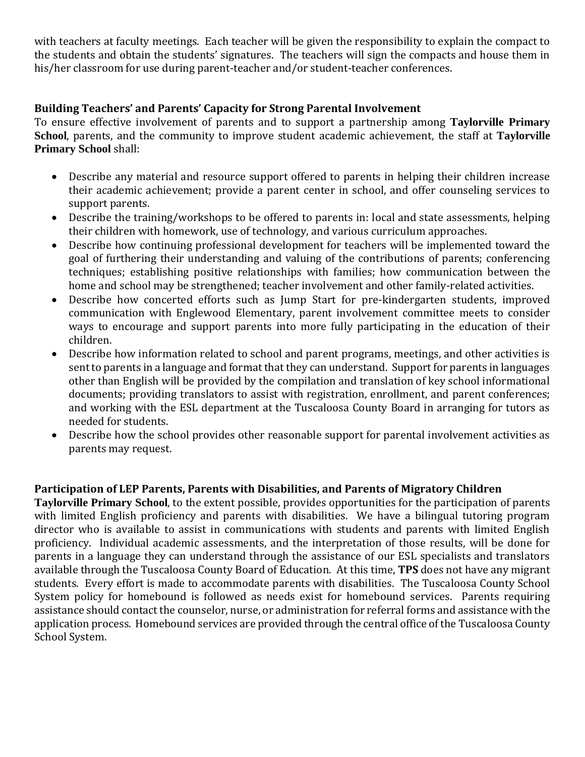with teachers at faculty meetings. Each teacher will be given the responsibility to explain the compact to the students and obtain the students' signatures. The teachers will sign the compacts and house them in his/her classroom for use during parent-teacher and/or student-teacher conferences.

### Building Teachers' and Parents' Capacity for Strong Parental Involvement

To ensure effective involvement of parents and to support a partnership among **Taylorville Primary School**, parents, and the community to improve student academic achievement, the staff at **Taylorville Primary School** shall:

- Describe any material and resource support offered to parents in helping their children increase their academic achievement; provide a parent center in school, and offer counseling services to support parents.
- Describe the training/workshops to be offered to parents in: local and state assessments, helping their children with homework, use of technology, and various curriculum approaches.
- Describe how continuing professional development for teachers will be implemented toward the goal of furthering their understanding and valuing of the contributions of parents; conferencing techniques; establishing positive relationships with families; how communication between the home and school may be strengthened; teacher involvement and other family-related activities.
- Describe how concerted efforts such as Jump Start for pre-kindergarten students, improved communication with Englewood Elementary, parent involvement committee meets to consider ways to encourage and support parents into more fully participating in the education of their children.
- Describe how information related to school and parent programs, meetings, and other activities is sent to parents in a language and format that they can understand. Support for parents in languages other than English will be provided by the compilation and translation of key school informational documents; providing translators to assist with registration, enrollment, and parent conferences; and working with the ESL department at the Tuscaloosa County Board in arranging for tutors as needed for students.
- Describe how the school provides other reasonable support for parental involvement activities as parents may request.

### Participation of LEP Parents, Parents with Disabilities, and Parents of Migratory Children

**Taylorville Primary School**, to the extent possible, provides opportunities for the participation of parents with limited English proficiency and parents with disabilities. We have a bilingual tutoring program director who is available to assist in communications with students and parents with limited English proficiency. Individual academic assessments, and the interpretation of those results, will be done for parents in a language they can understand through the assistance of our ESL specialists and translators available through the Tuscaloosa County Board of Education. At this time, **TPS** does not have any migrant students. Every effort is made to accommodate parents with disabilities. The Tuscaloosa County School System policy for homebound is followed as needs exist for homebound services. Parents requiring assistance should contact the counselor, nurse, or administration for referral forms and assistance with the application process. Homebound services are provided through the central office of the Tuscaloosa County School System.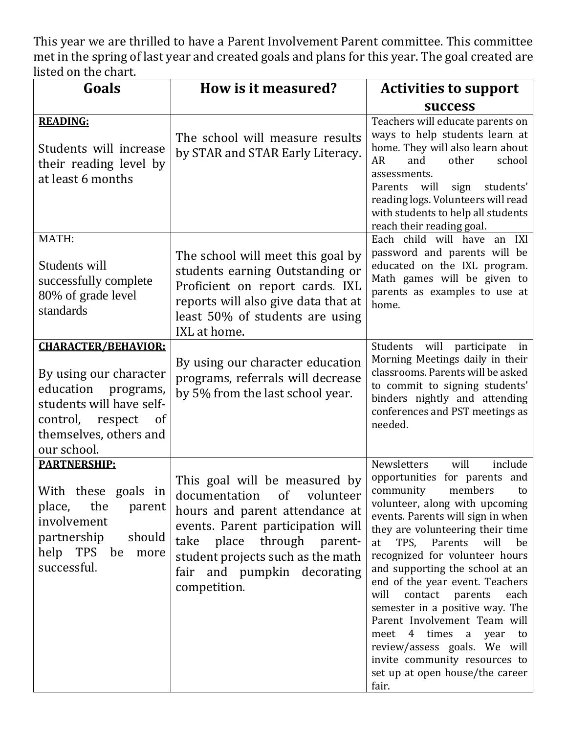This year we are thrilled to have a Parent Involvement Parent committee. This committee met in the spring of last year and created goals and plans for this year. The goal created are listed on the chart.

| Goals | How is it measured? | Activities to support success |
|---|---|---|
| **READING:**<br><br>Students will increase their reading level by at least 6 months | The school will measure results by STAR and STAR Early Literacy. | Teachers will educate parents on ways to help students learn at home. They will also learn about AR and other school assessments.<br>Parents will sign students' reading logs. Volunteers will read with students to help all students reach their reading goal. |
| MATH:<br><br>Students will successfully complete 80% of grade level standards | The school will meet this goal by students earning Outstanding or Proficient on report cards. IXL reports will also give data that at least 50% of students are using IXL at home. | Each child will have an IXl password and parents will be educated on the IXL program. Math games will be given to parents as examples to use at home. |
| **CHARACTER/BEHAVIOR:**<br><br>By using our character education programs, students will have self-control, respect of themselves, others and our school. | By using our character education programs, referrals will decrease by 5% from the last school year. | Students will participate in Morning Meetings daily in their classrooms. Parents will be asked to commit to signing students' binders nightly and attending conferences and PST meetings as needed. |
| **PARTNERSHIP:**<br><br>With these goals in place, the parent involvement partnership should help TPS be more successful. | This goal will be measured by documentation of volunteer hours and parent attendance at events. Parent participation will take place through parent-student projects such as the math fair and pumpkin decorating competition. | Newsletters will include opportunities for parents and community members to volunteer, along with upcoming events. Parents will sign in when they are volunteering their time at TPS, Parents will be recognized for volunteer hours and supporting the school at an end of the year event. Teachers will contact parents each semester in a positive way. The Parent Involvement Team will meet 4 times a year to review/assess goals. We will invite community resources to set up at open house/the career fair. |